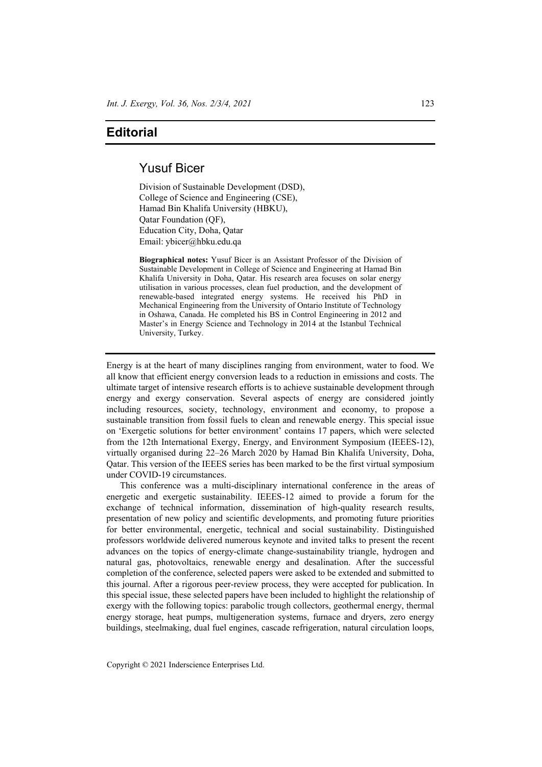# Editorial

## Yusuf Bicer

Division of Sustainable Development (DSD),
College of Science and Engineering (CSE),
Hamad Bin Khalifa University (HBKU),
Qatar Foundation (QF),
Education City, Doha, Qatar
Email: ybicer@hbku.edu.qa

**Biographical notes:** Yusuf Bicer is an Assistant Professor of the Division of Sustainable Development in College of Science and Engineering at Hamad Bin Khalifa University in Doha, Qatar. His research area focuses on solar energy utilisation in various processes, clean fuel production, and the development of renewable-based integrated energy systems. He received his PhD in Mechanical Engineering from the University of Ontario Institute of Technology in Oshawa, Canada. He completed his BS in Control Engineering in 2012 and Master's in Energy Science and Technology in 2014 at the Istanbul Technical University, Turkey.

---

Energy is at the heart of many disciplines ranging from environment, water to food. We all know that efficient energy conversion leads to a reduction in emissions and costs. The ultimate target of intensive research efforts is to achieve sustainable development through energy and exergy conservation. Several aspects of energy are considered jointly including resources, society, technology, environment and economy, to propose a sustainable transition from fossil fuels to clean and renewable energy. This special issue on 'Exergetic solutions for better environment' contains 17 papers, which were selected from the 12th International Exergy, Energy, and Environment Symposium (IEEES-12), virtually organised during 22–26 March 2020 by Hamad Bin Khalifa University, Doha, Qatar. This version of the IEEES series has been marked to be the first virtual symposium under COVID-19 circumstances.

This conference was a multi-disciplinary international conference in the areas of energetic and exergetic sustainability. IEEES-12 aimed to provide a forum for the exchange of technical information, dissemination of high-quality research results, presentation of new policy and scientific developments, and promoting future priorities for better environmental, energetic, technical and social sustainability. Distinguished professors worldwide delivered numerous keynote and invited talks to present the recent advances on the topics of energy-climate change-sustainability triangle, hydrogen and natural gas, photovoltaics, renewable energy and desalination. After the successful completion of the conference, selected papers were asked to be extended and submitted to this journal. After a rigorous peer-review process, they were accepted for publication. In this special issue, these selected papers have been included to highlight the relationship of exergy with the following topics: parabolic trough collectors, geothermal energy, thermal energy storage, heat pumps, multigeneration systems, furnace and dryers, zero energy buildings, steelmaking, dual fuel engines, cascade refrigeration, natural circulation loops,

Copyright © 2021 Inderscience Enterprises Ltd.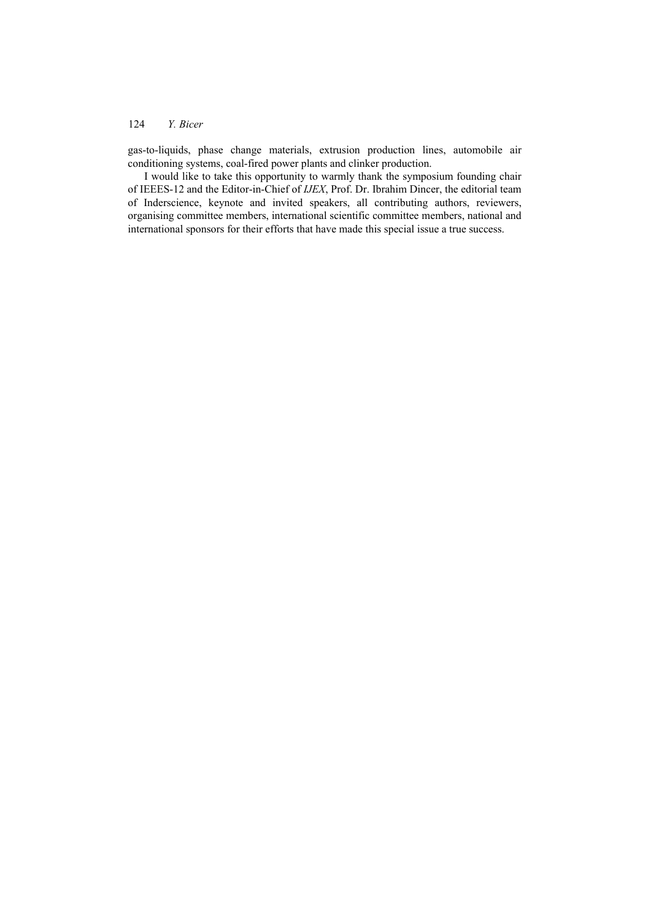gas-to-liquids, phase change materials, extrusion production lines, automobile air conditioning systems, coal-fired power plants and clinker production.

I would like to take this opportunity to warmly thank the symposium founding chair of IEEES-12 and the Editor-in-Chief of *IJEX*, Prof. Dr. Ibrahim Dincer, the editorial team of Inderscience, keynote and invited speakers, all contributing authors, reviewers, organising committee members, international scientific committee members, national and international sponsors for their efforts that have made this special issue a true success.